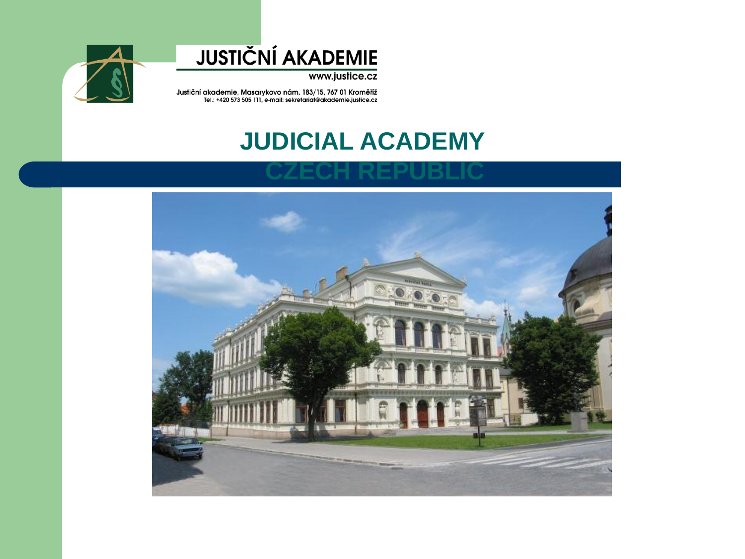JUSTIČNÍ AKADEMIE

www.justice.cz

Justiční akademie, Masarykovo nám. 183/15, 767 01 Kroměříž
Tel.: +420 573 505 111, e-mail: sekretariat@akademie.justice.cz

# JUDICIAL ACADEMY

# CZECH REPUBLIC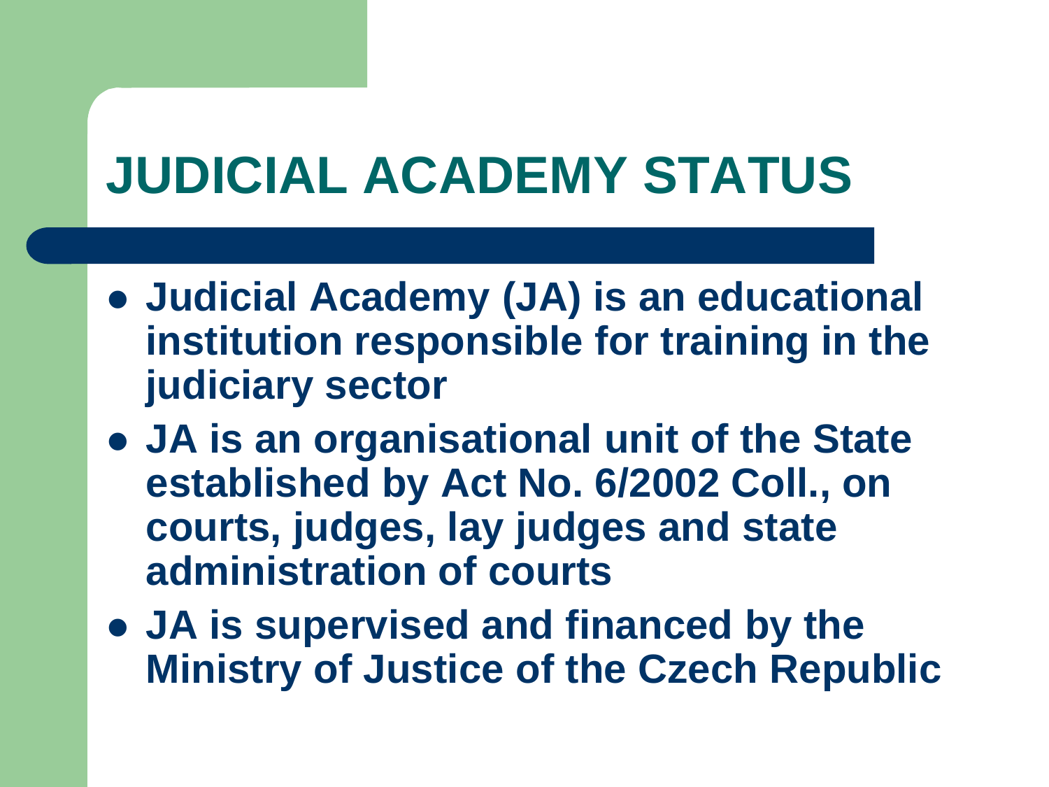# JUDICIAL ACADEMY STATUS

- **Judicial Academy (JA) is an educational institution responsible for training in the judiciary sector**
- **JA is an organisational unit of the State established by Act No. 6/2002 Coll., on courts, judges, lay judges and state administration of courts**
- **JA is supervised and financed by the Ministry of Justice of the Czech Republic**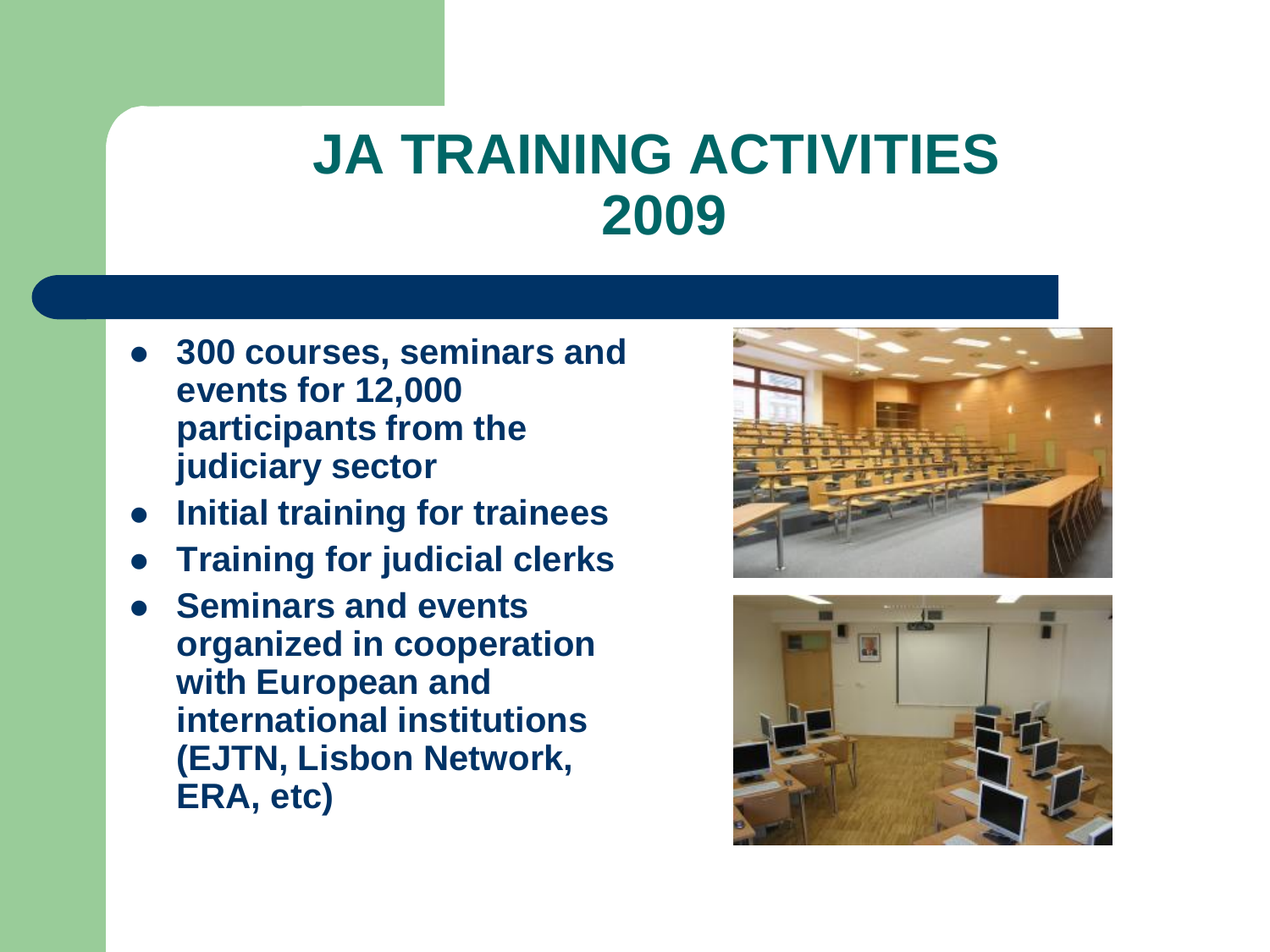# JA TRAINING ACTIVITIES 2009

- **300 courses, seminars and events for 12,000 participants from the judiciary sector**
- **Initial training for trainees**
- **Training for judicial clerks**
- **Seminars and events organized in cooperation with European and international institutions (EJTN, Lisbon Network, ERA, etc)**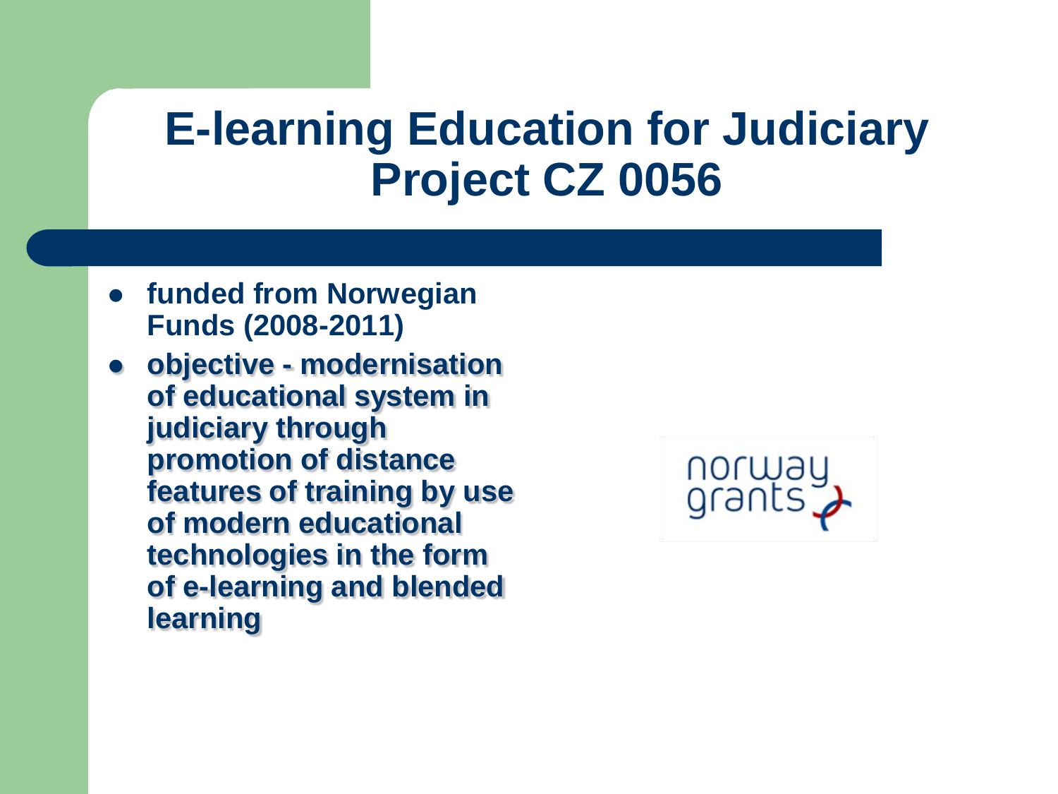# E-learning Education for Judiciary Project CZ 0056

- **funded from Norwegian Funds (2008-2011)**
- **objective - modernisation of educational system in judiciary through promotion of distance features of training by use of modern educational technologies in the form of e-learning and blended learning**

norway grants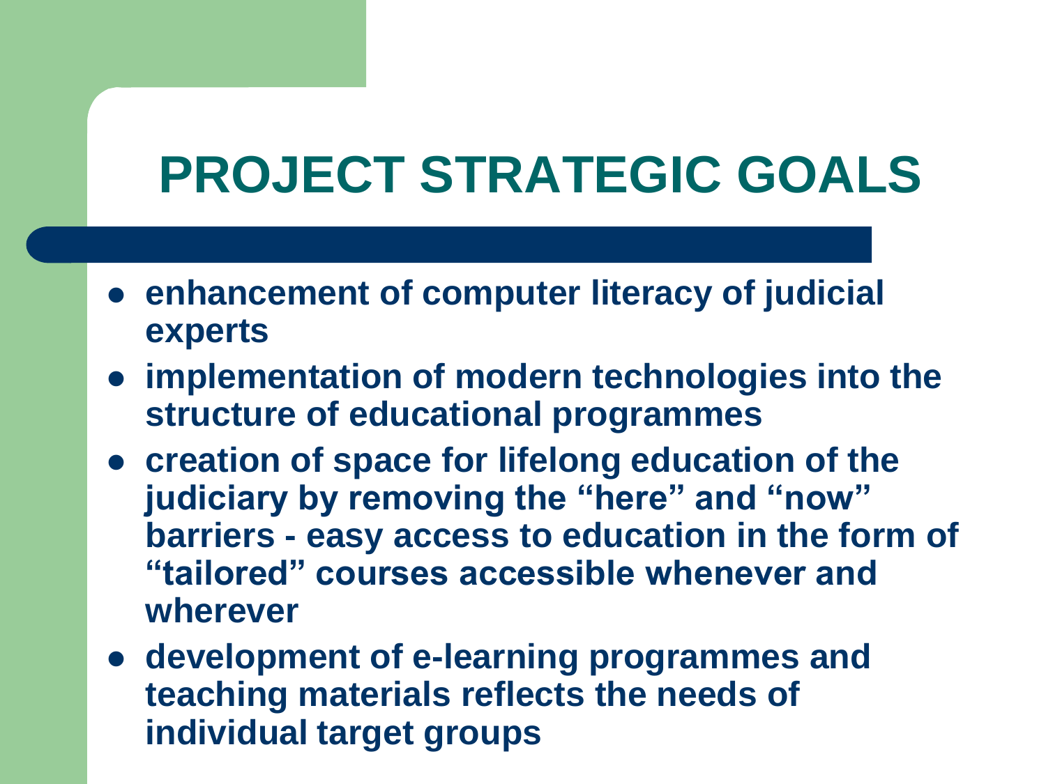# PROJECT STRATEGIC GOALS

- **enhancement of computer literacy of judicial experts**
- **implementation of modern technologies into the structure of educational programmes**
- **creation of space for lifelong education of the judiciary by removing the "here" and "now" barriers - easy access to education in the form of "tailored" courses accessible whenever and wherever**
- **development of e-learning programmes and teaching materials reflects the needs of individual target groups**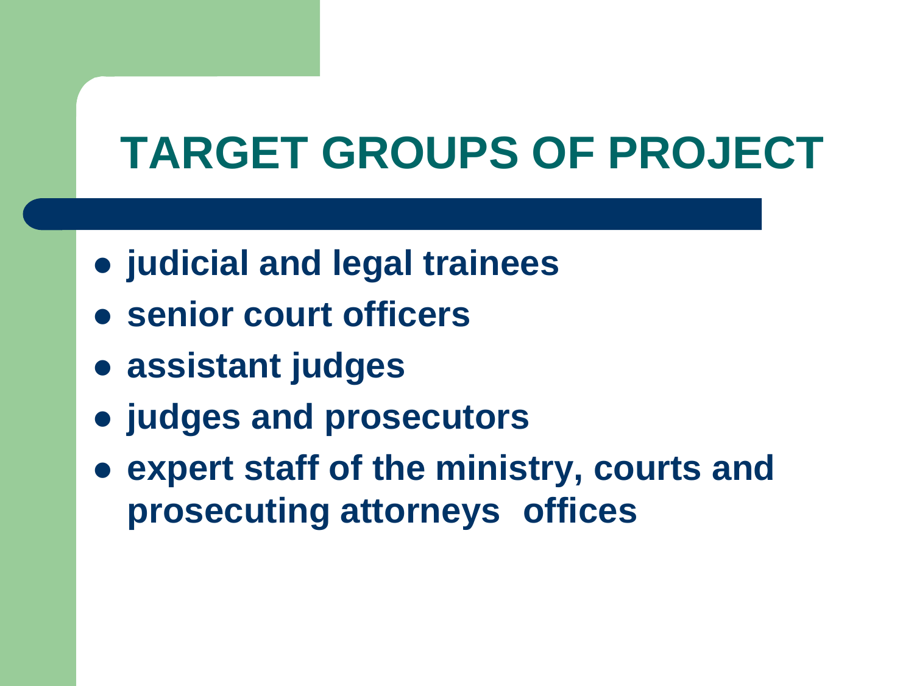# TARGET GROUPS OF PROJECT

- **judicial and legal trainees**
- **senior court officers**
- **assistant judges**
- **judges and prosecutors**
- **expert staff of the ministry, courts and prosecuting attorneys offices**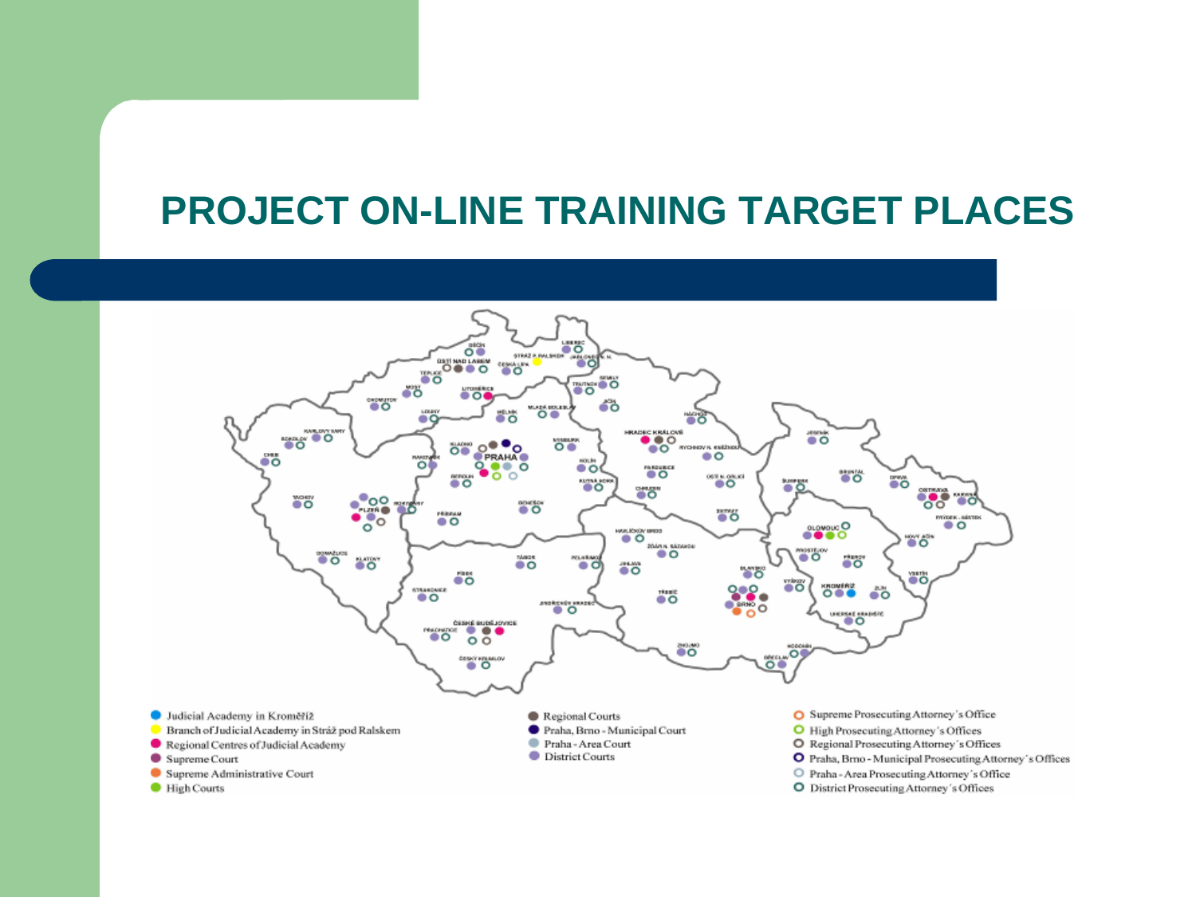# PROJECT ON-LINE TRAINING TARGET PLACES

- Judicial Academy in Kroměříž
- Branch of Judicial Academy in Stráž pod Ralskem
- Regional Centres of Judicial Academy
- Supreme Court
- Supreme Administrative Court
- High Courts
- Regional Courts
- Praha, Brno - Municipal Court
- Praha - Area Court
- District Courts
- Supreme Prosecuting Attorney´s Office
- High Prosecuting Attorney´s Offices
- Regional Prosecuting Attorney´s Offices
- Praha, Brno - Municipal Prosecuting Attorney´s Offices
- Praha - Area Prosecuting Attorney´s Office
- District Prosecuting Attorney´s Offices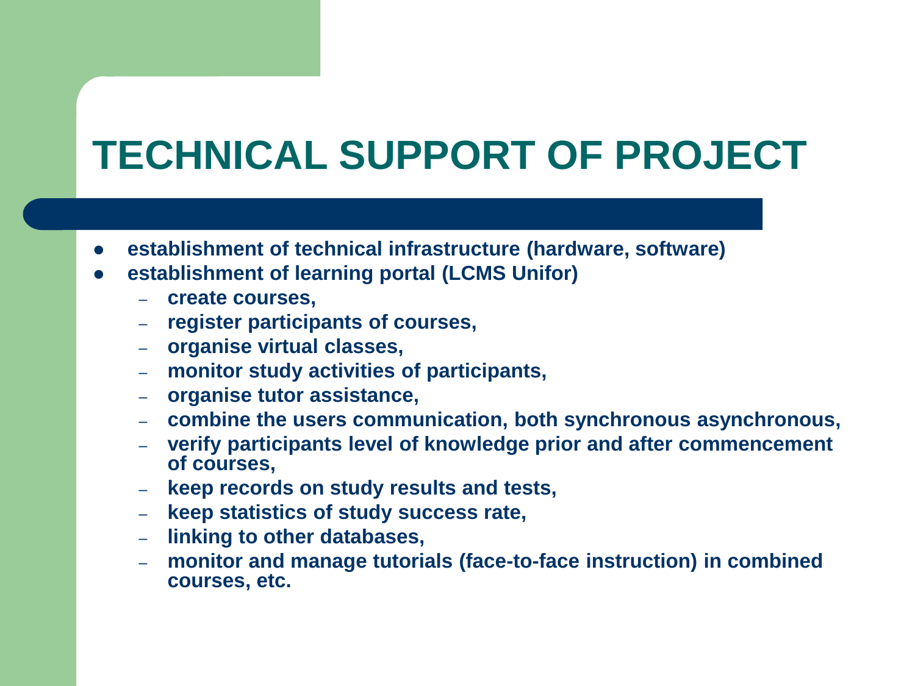# TECHNICAL SUPPORT OF PROJECT

- **establishment of technical infrastructure (hardware, software)**
- **establishment of learning portal (LCMS Unifor)**
  - **create courses,**
  - **register participants of courses,**
  - **organise virtual classes,**
  - **monitor study activities of participants,**
  - **organise tutor assistance,**
  - **combine the users communication, both synchronous asynchronous,**
  - **verify participants level of knowledge prior and after commencement of courses,**
  - **keep records on study results and tests,**
  - **keep statistics of study success rate,**
  - **linking to other databases,**
  - **monitor and manage tutorials (face-to-face instruction) in combined courses, etc.**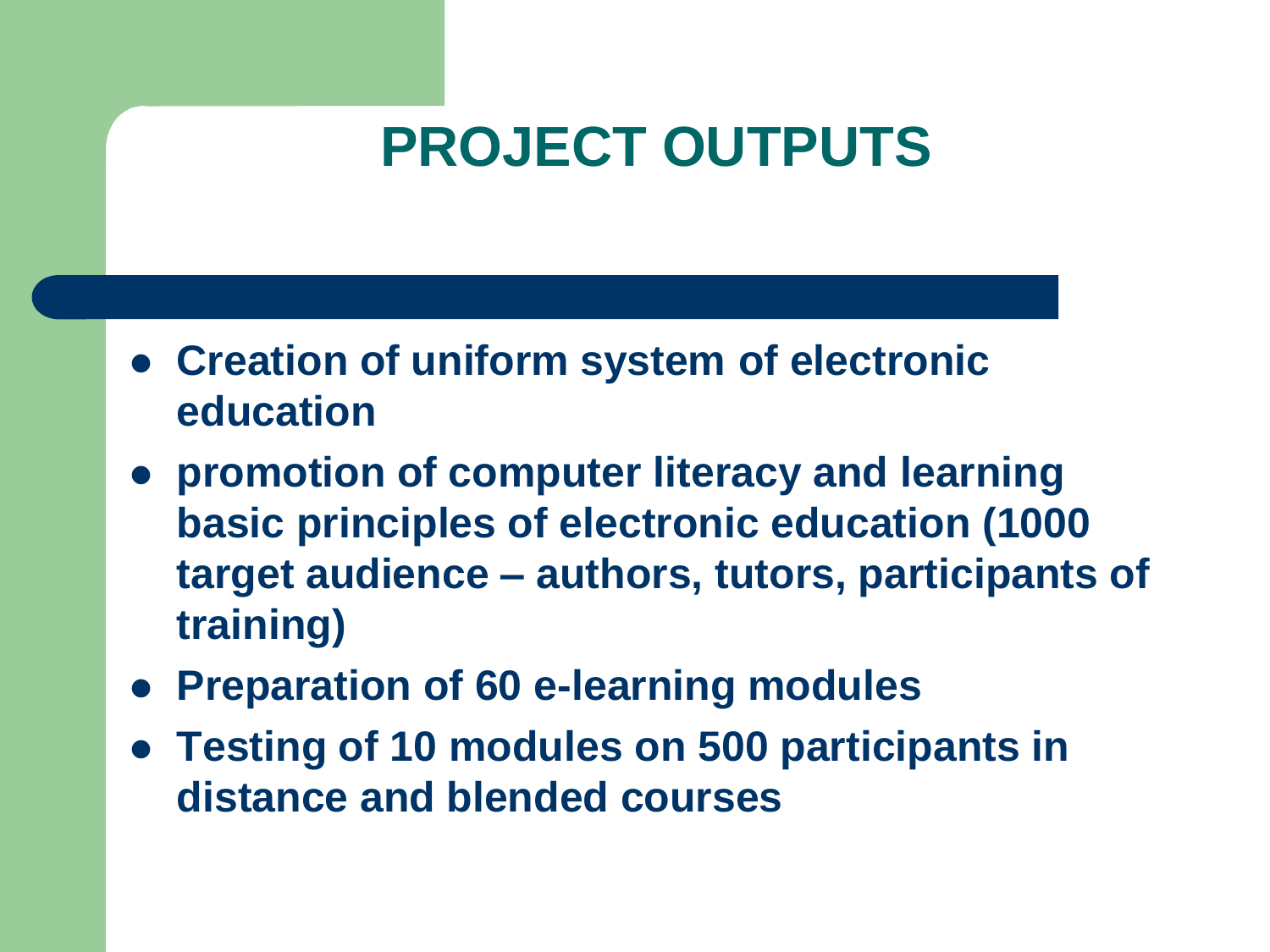# PROJECT OUTPUTS

- **Creation of uniform system of electronic education**
- **promotion of computer literacy and learning basic principles of electronic education (1000 target audience – authors, tutors, participants of training)**
- **Preparation of 60 e-learning modules**
- **Testing of 10 modules on 500 participants in distance and blended courses**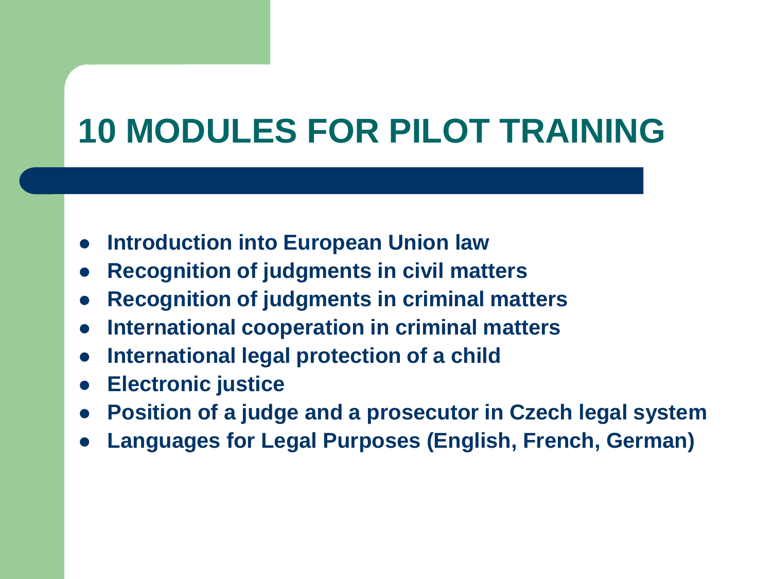# 10 MODULES FOR PILOT TRAINING

- **Introduction into European Union law**
- **Recognition of judgments in civil matters**
- **Recognition of judgments in criminal matters**
- **International cooperation in criminal matters**
- **International legal protection of a child**
- **Electronic justice**
- **Position of a judge and a prosecutor in Czech legal system**
- **Languages for Legal Purposes (English, French, German)**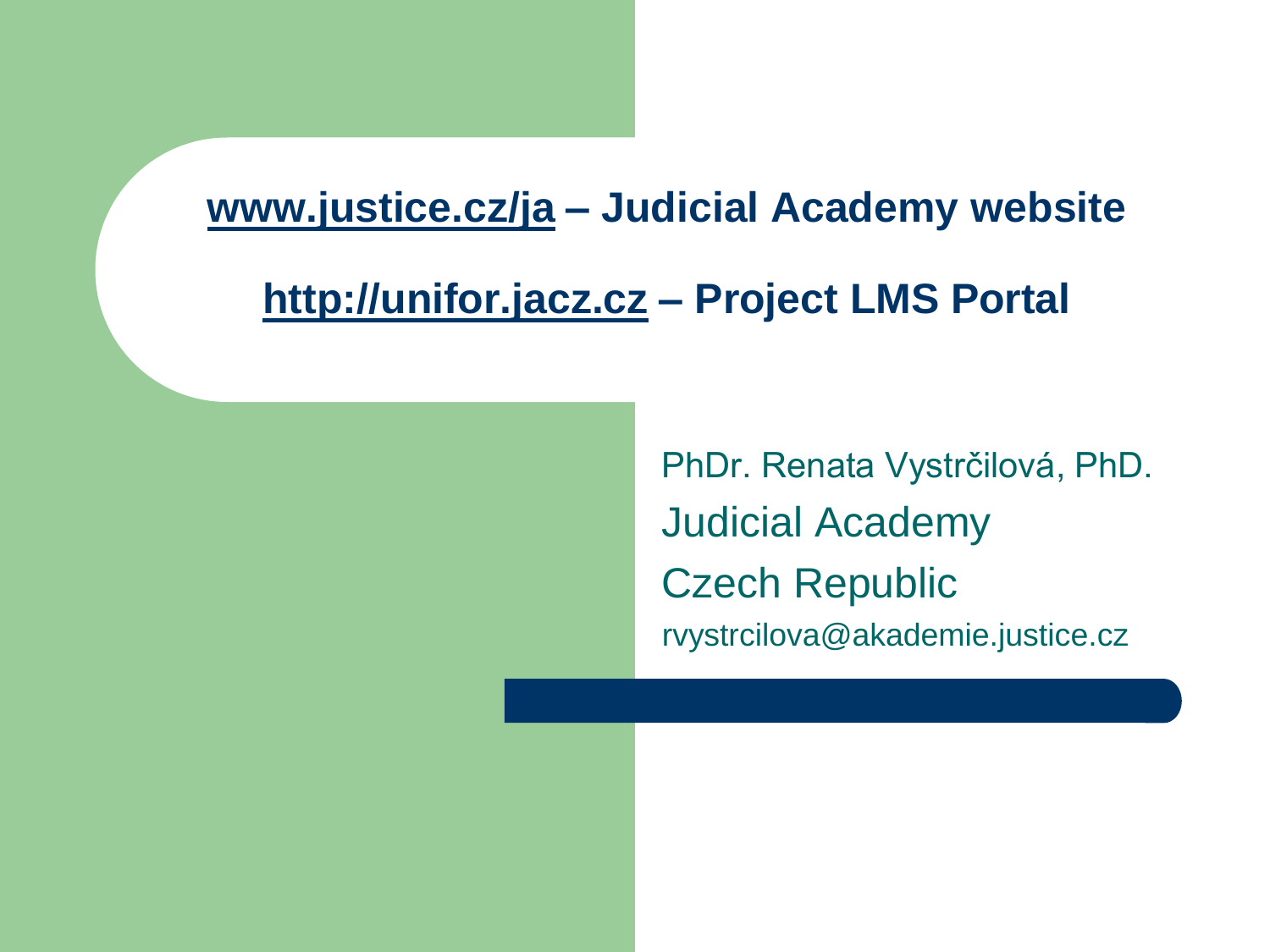**www.justice.cz/ja – Judicial Academy website**

**http://unifor.jacz.cz – Project LMS Portal**

PhDr. Renata Vystrčilová, PhD.

Judicial Academy

Czech Republic

rvystrcilova@akademie.justice.cz